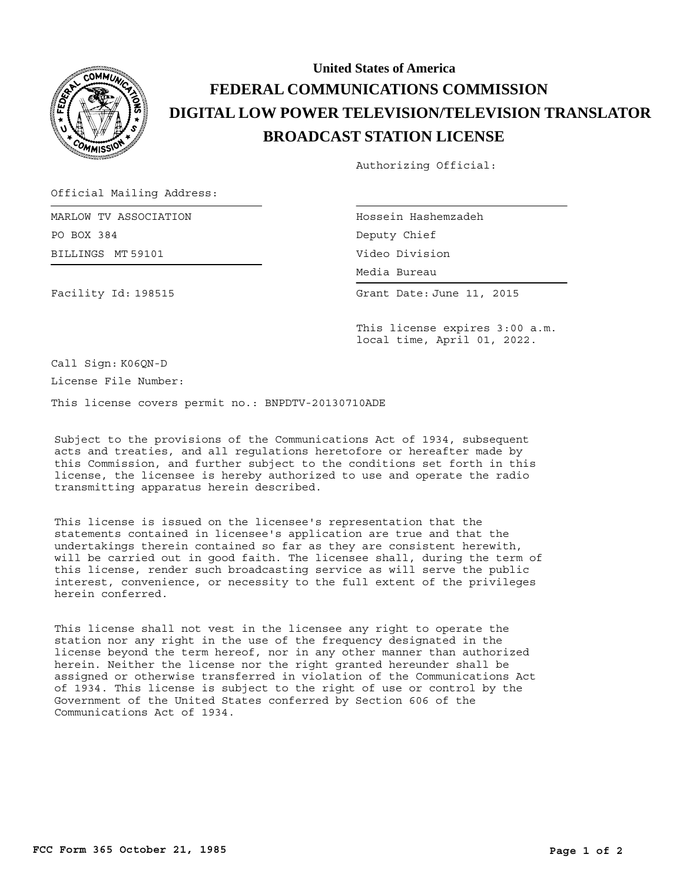# United States of America
# FEDERAL COMMUNICATIONS COMMISSION
# DIGITAL LOW POWER TELEVISION/TELEVISION TRANSLATOR
# BROADCAST STATION LICENSE

Authorizing Official:

Official Mailing Address:

MARLOW TV ASSOCIATION
PO BOX 384
BILLINGS MT 59101

Hossein Hashemzadeh
Deputy Chief
Video Division
Media Bureau

Facility Id: 198515

Grant Date: June 11, 2015

This license expires 3:00 a.m. local time, April 01, 2022.

Call Sign: K06QN-D

License File Number:

This license covers permit no.: BNPDTV-20130710ADE

Subject to the provisions of the Communications Act of 1934, subsequent acts and treaties, and all regulations heretofore or hereafter made by this Commission, and further subject to the conditions set forth in this license, the licensee is hereby authorized to use and operate the radio transmitting apparatus herein described.

This license is issued on the licensee's representation that the statements contained in licensee's application are true and that the undertakings therein contained so far as they are consistent herewith, will be carried out in good faith. The licensee shall, during the term of this license, render such broadcasting service as will serve the public interest, convenience, or necessity to the full extent of the privileges herein conferred.

This license shall not vest in the licensee any right to operate the station nor any right in the use of the frequency designated in the license beyond the term hereof, nor in any other manner than authorized herein. Neither the license nor the right granted hereunder shall be assigned or otherwise transferred in violation of the Communications Act of 1934. This license is subject to the right of use or control by the Government of the United States conferred by Section 606 of the Communications Act of 1934.

**FCC Form 365 October 21, 1985**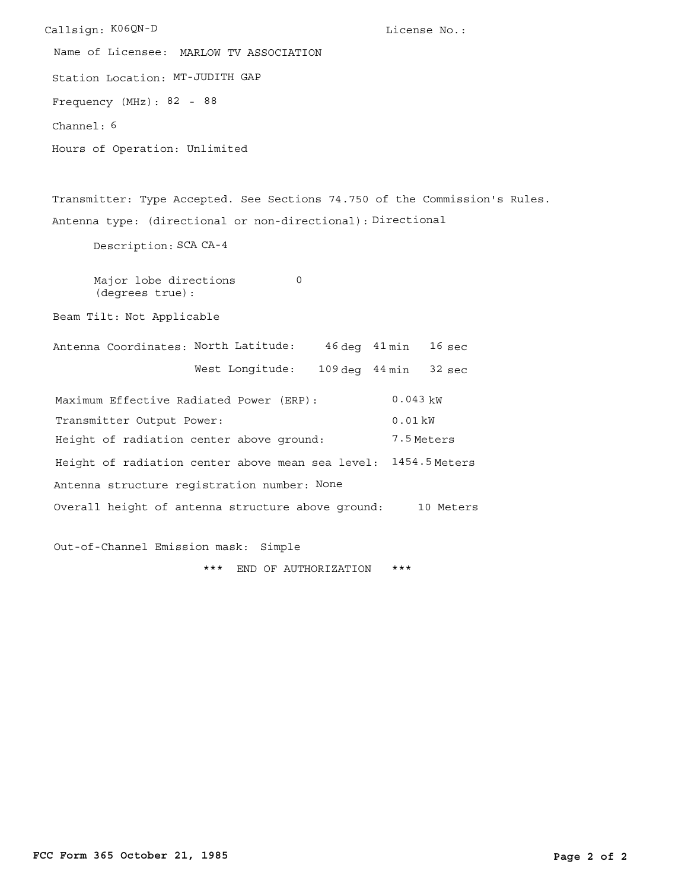Callsign: K06QN-D License No.:

Name of Licensee: MARLOW TV ASSOCIATION

Station Location: MT-JUDITH GAP

Frequency (MHz): 82 - 88

Channel: 6

Hours of Operation: Unlimited

Transmitter: Type Accepted. See Sections 74.750 of the Commission's Rules.

Antenna type: (directional or non-directional): Directional

Description: SCA CA-4

Major lobe directions (degrees true): 0

Beam Tilt: Not Applicable

Antenna Coordinates: North Latitude: 46 deg 41 min 16 sec

West Longitude: 109 deg 44 min 32 sec

| | |
|---|---|
| Maximum Effective Radiated Power (ERP): | 0.043 kW |
| Transmitter Output Power: | 0.01 kW |
| Height of radiation center above ground: | 7.5 Meters |
| Height of radiation center above mean sea level: | 1454.5 Meters |
| Antenna structure registration number: | None |
| Overall height of antenna structure above ground: | 10 Meters |

Out-of-Channel Emission mask: Simple

*** END OF AUTHORIZATION ***

**FCC Form 365 October 21, 1985**